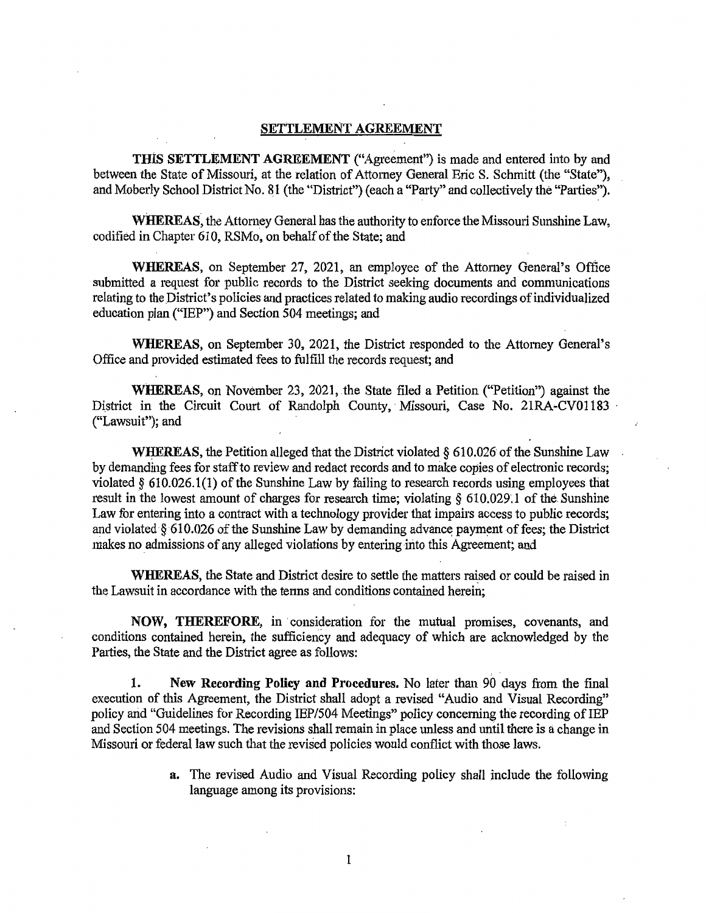## SETTLEMENT AGREEMENT

**THIS SETTLEMENT AGREEMENT** ("Agreement") is made and entered into by and between the State of Missouri, at the relation of Attorney General Eric S. Schmitt (the "State"), and Moberly School District No. 81 (the "District") (each a "Party" and collectively the "Parties").

**WHEREAS**, the Attorney General has the authority to enforce the Missouri Sunshine Law, codified in Chapter 610, RSMo, on behalf of the State; and

**WHEREAS**, on September 27, 2021, an employee of the Attorney General's Office submitted a request for public records to the District seeking documents and communications relating to the District's policies and practices related to making audio recordings of individualized education plan ("IEP") and Section 504 meetings; and

**WHEREAS**, on September 30, 2021, the District responded to the Attorney General's Office and provided estimated fees to fulfill the records request; and

**WHEREAS**, on November 23, 2021, the State filed a Petition ("Petition") against the District in the Circuit Court of Randolph County, Missouri, Case No. 21RA-CV01183 ("Lawsuit"); and

**WHEREAS**, the Petition alleged that the District violated § 610.026 of the Sunshine Law by demanding fees for staff to review and redact records and to make copies of electronic records; violated § 610.026.1(1) of the Sunshine Law by failing to research records using employees that result in the lowest amount of charges for research time; violating § 610.029.1 of the Sunshine Law for entering into a contract with a technology provider that impairs access to public records; and violated § 610.026 of the Sunshine Law by demanding advance payment of fees; the District makes no admissions of any alleged violations by entering into this Agreement; and

**WHEREAS**, the State and District desire to settle the matters raised or could be raised in the Lawsuit in accordance with the terms and conditions contained herein;

**NOW, THEREFORE**, in consideration for the mutual promises, covenants, and conditions contained herein, the sufficiency and adequacy of which are acknowledged by the Parties, the State and the District agree as follows:

1. **New Recording Policy and Procedures.** No later than 90 days from the final execution of this Agreement, the District shall adopt a revised "Audio and Visual Recording" policy and "Guidelines for Recording IEP/504 Meetings" policy concerning the recording of IEP and Section 504 meetings. The revisions shall remain in place unless and until there is a change in Missouri or federal law such that the revised policies would conflict with those laws.

    a. The revised Audio and Visual Recording policy shall include the following language among its provisions: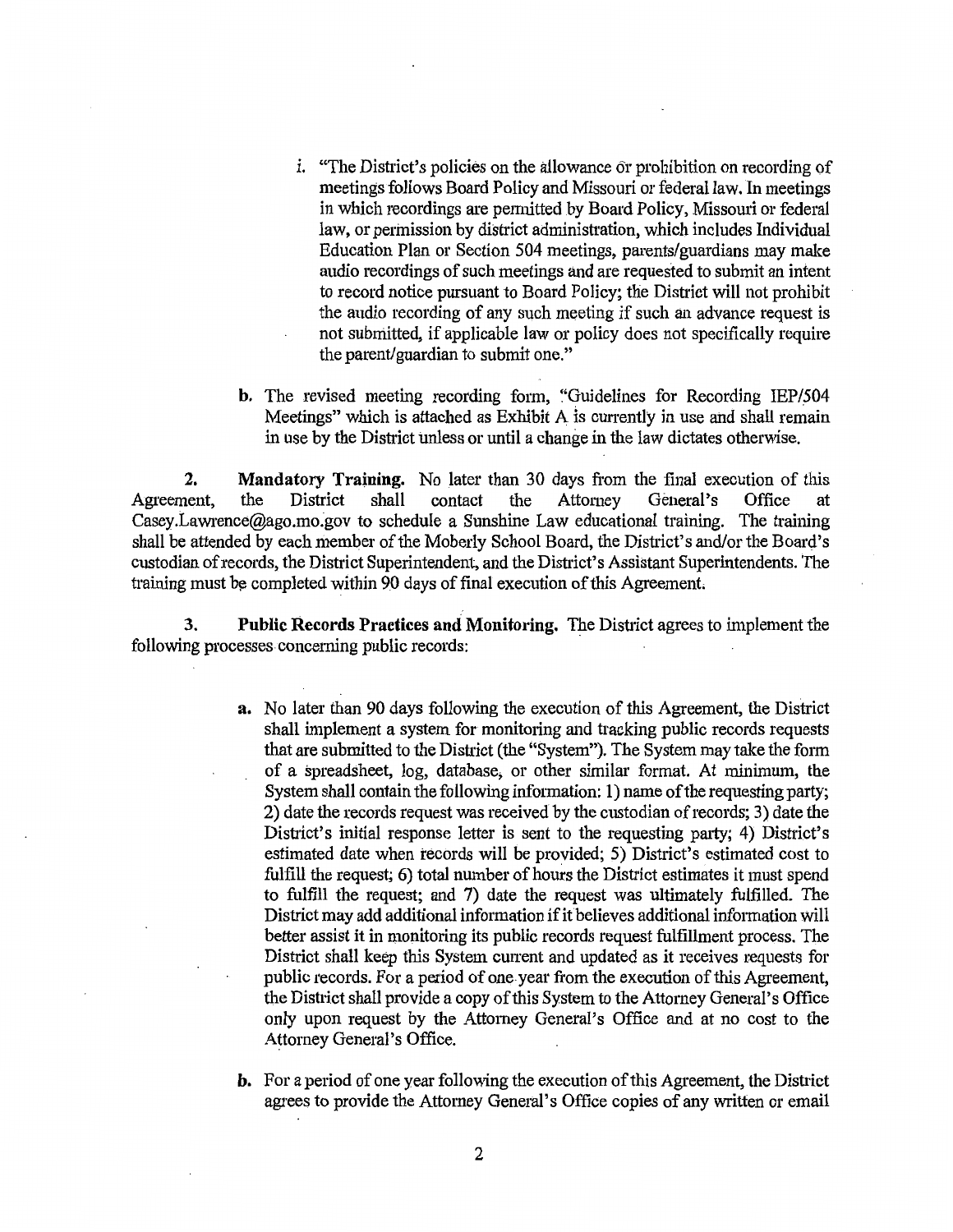i. "The District's policies on the allowance or prohibition on recording of meetings follows Board Policy and Missouri or federal law. In meetings in which recordings are permitted by Board Policy, Missouri or federal law, or permission by district administration, which includes Individual Education Plan or Section 504 meetings, parents/guardians may make audio recordings of such meetings and are requested to submit an intent to record notice pursuant to Board Policy; the District will not prohibit the audio recording of any such meeting if such an advance request is not submitted, if applicable law or policy does not specifically require the parent/guardian to submit one."

b. The revised meeting recording form, "Guidelines for Recording IEP/504 Meetings" which is attached as Exhibit A is currently in use and shall remain in use by the District unless or until a change in the law dictates otherwise.

**2. Mandatory Training.** No later than 30 days from the final execution of this Agreement, the District shall contact the Attorney General's Office at Casey.Lawrence@ago.mo.gov to schedule a Sunshine Law educational training. The training shall be attended by each member of the Moberly School Board, the District's and/or the Board's custodian of records, the District Superintendent, and the District's Assistant Superintendents. The training must be completed within 90 days of final execution of this Agreement.

**3. Public Records Practices and Monitoring.** The District agrees to implement the following processes concerning public records:

**a.** No later than 90 days following the execution of this Agreement, the District shall implement a system for monitoring and tracking public records requests that are submitted to the District (the "System"). The System may take the form of a spreadsheet, log, database, or other similar format. At minimum, the System shall contain the following information: 1) name of the requesting party; 2) date the records request was received by the custodian of records; 3) date the District's initial response letter is sent to the requesting party; 4) District's estimated date when records will be provided; 5) District's estimated cost to fulfill the request; 6) total number of hours the District estimates it must spend to fulfill the request; and 7) date the request was ultimately fulfilled. The District may add additional information if it believes additional information will better assist it in monitoring its public records request fulfillment process. The District shall keep this System current and updated as it receives requests for public records. For a period of one year from the execution of this Agreement, the District shall provide a copy of this System to the Attorney General's Office only upon request by the Attorney General's Office and at no cost to the Attorney General's Office.

**b.** For a period of one year following the execution of this Agreement, the District agrees to provide the Attorney General's Office copies of any written or email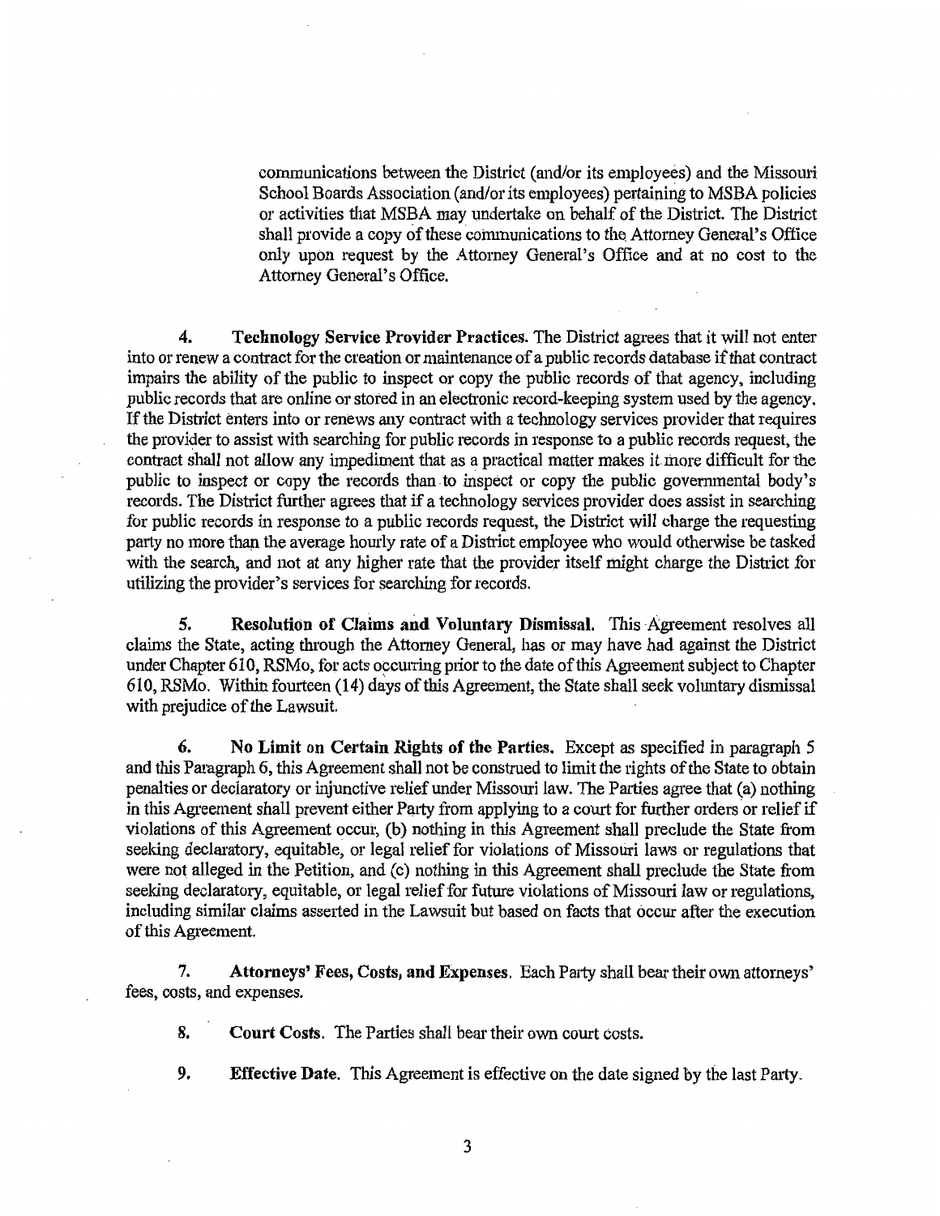communications between the District (and/or its employees) and the Missouri School Boards Association (and/or its employees) pertaining to MSBA policies or activities that MSBA may undertake on behalf of the District. The District shall provide a copy of these communications to the Attorney General's Office only upon request by the Attorney General's Office and at no cost to the Attorney General's Office.

4. **Technology Service Provider Practices.** The District agrees that it will not enter into or renew a contract for the creation or maintenance of a public records database if that contract impairs the ability of the public to inspect or copy the public records of that agency, including public records that are online or stored in an electronic record-keeping system used by the agency. If the District enters into or renews any contract with a technology services provider that requires the provider to assist with searching for public records in response to a public records request, the contract shall not allow any impediment that as a practical matter makes it more difficult for the public to inspect or copy the records than to inspect or copy the public governmental body's records. The District further agrees that if a technology services provider does assist in searching for public records in response to a public records request, the District will charge the requesting party no more than the average hourly rate of a District employee who would otherwise be tasked with the search, and not at any higher rate that the provider itself might charge the District for utilizing the provider's services for searching for records.

5. **Resolution of Claims and Voluntary Dismissal.** This Agreement resolves all claims the State, acting through the Attorney General, has or may have had against the District under Chapter 610, RSMo, for acts occurring prior to the date of this Agreement subject to Chapter 610, RSMo. Within fourteen (14) days of this Agreement, the State shall seek voluntary dismissal with prejudice of the Lawsuit.

6. **No Limit on Certain Rights of the Parties.** Except as specified in paragraph 5 and this Paragraph 6, this Agreement shall not be construed to limit the rights of the State to obtain penalties or declaratory or injunctive relief under Missouri law. The Parties agree that (a) nothing in this Agreement shall prevent either Party from applying to a court for further orders or relief if violations of this Agreement occur, (b) nothing in this Agreement shall preclude the State from seeking declaratory, equitable, or legal relief for violations of Missouri laws or regulations that were not alleged in the Petition, and (c) nothing in this Agreement shall preclude the State from seeking declaratory, equitable, or legal relief for future violations of Missouri law or regulations, including similar claims asserted in the Lawsuit but based on facts that occur after the execution of this Agreement.

7. **Attorneys' Fees, Costs, and Expenses.** Each Party shall bear their own attorneys' fees, costs, and expenses.

8. **Court Costs.** The Parties shall bear their own court costs.

9. **Effective Date.** This Agreement is effective on the date signed by the last Party.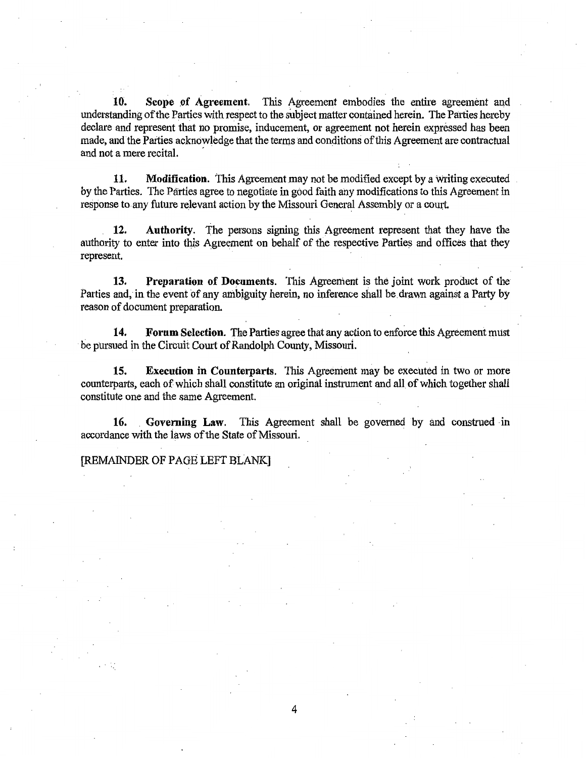**10. Scope of Agreement.** This Agreement embodies the entire agreement and understanding of the Parties with respect to the subject matter contained herein. The Parties hereby declare and represent that no promise, inducement, or agreement not herein expressed has been made, and the Parties acknowledge that the terms and conditions of this Agreement are contractual and not a mere recital.

**11. Modification.** This Agreement may not be modified except by a writing executed by the Parties. The Parties agree to negotiate in good faith any modifications to this Agreement in response to any future relevant action by the Missouri General Assembly or a court.

**12. Authority.** The persons signing this Agreement represent that they have the authority to enter into this Agreement on behalf of the respective Parties and offices that they represent.

**13. Preparation of Documents.** This Agreement is the joint work product of the Parties and, in the event of any ambiguity herein, no inference shall be drawn against a Party by reason of document preparation.

**14. Forum Selection.** The Parties agree that any action to enforce this Agreement must be pursued in the Circuit Court of Randolph County, Missouri.

**15. Execution in Counterparts.** This Agreement may be executed in two or more counterparts, each of which shall constitute an original instrument and all of which together shall constitute one and the same Agreement.

**16. Governing Law.** This Agreement shall be governed by and construed in accordance with the laws of the State of Missouri.

[REMAINDER OF PAGE LEFT BLANK]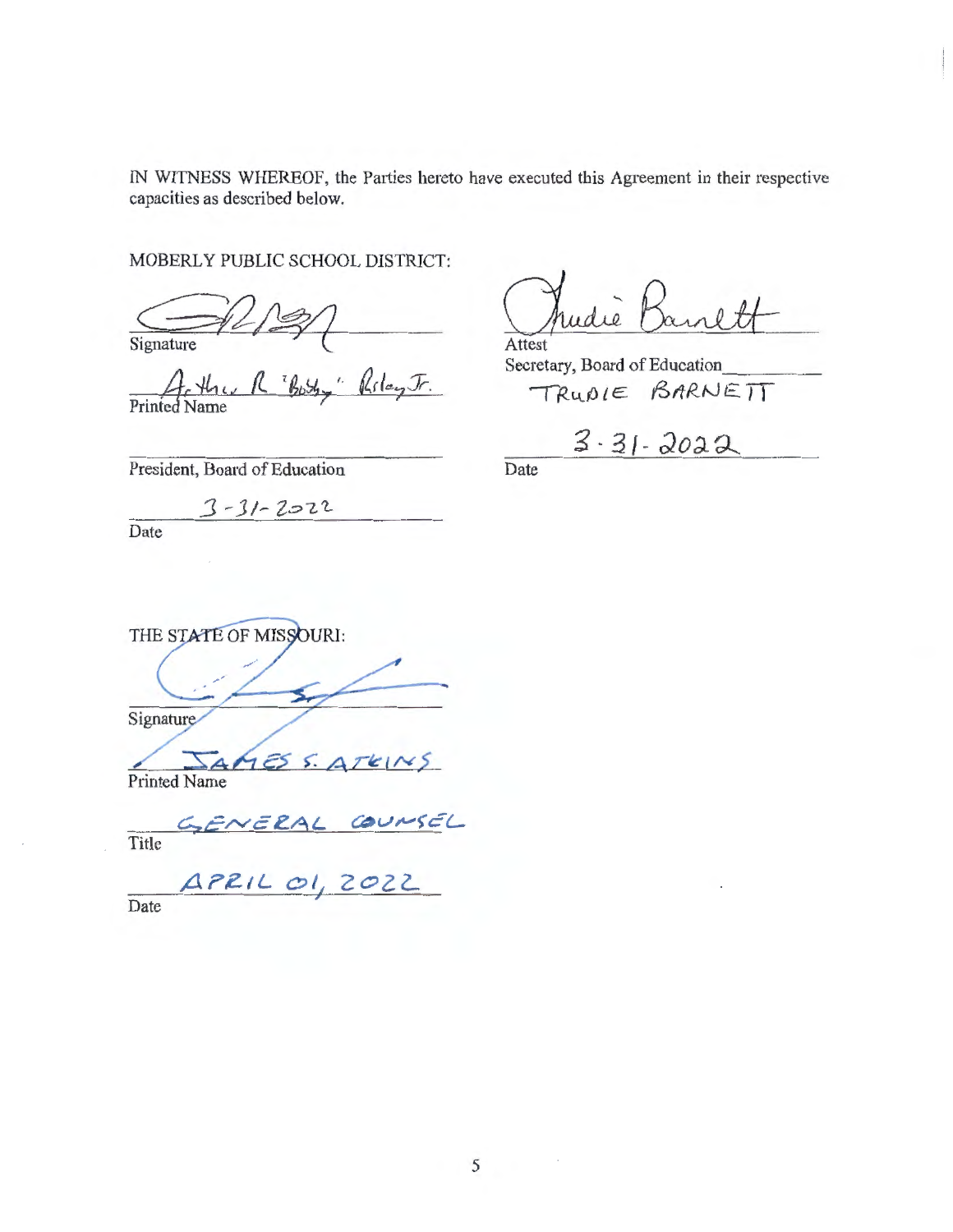IN WITNESS WHEREOF, the Parties hereto have executed this Agreement in their respective capacities as described below.

MOBERLY PUBLIC SCHOOL DISTRICT:

Signature

Arthur R "Bobby" Risley Jr.
Printed Name

President, Board of Education

3-31-2022
Date

Attest
Secretary, Board of Education
TRUDIE BARNETT

3-31-2022
Date

THE STATE OF MISSOURI:

Signature

JAMES S. ATKINS
Printed Name

GENERAL COUNSEL
Title

APRIL 01, 2022
Date